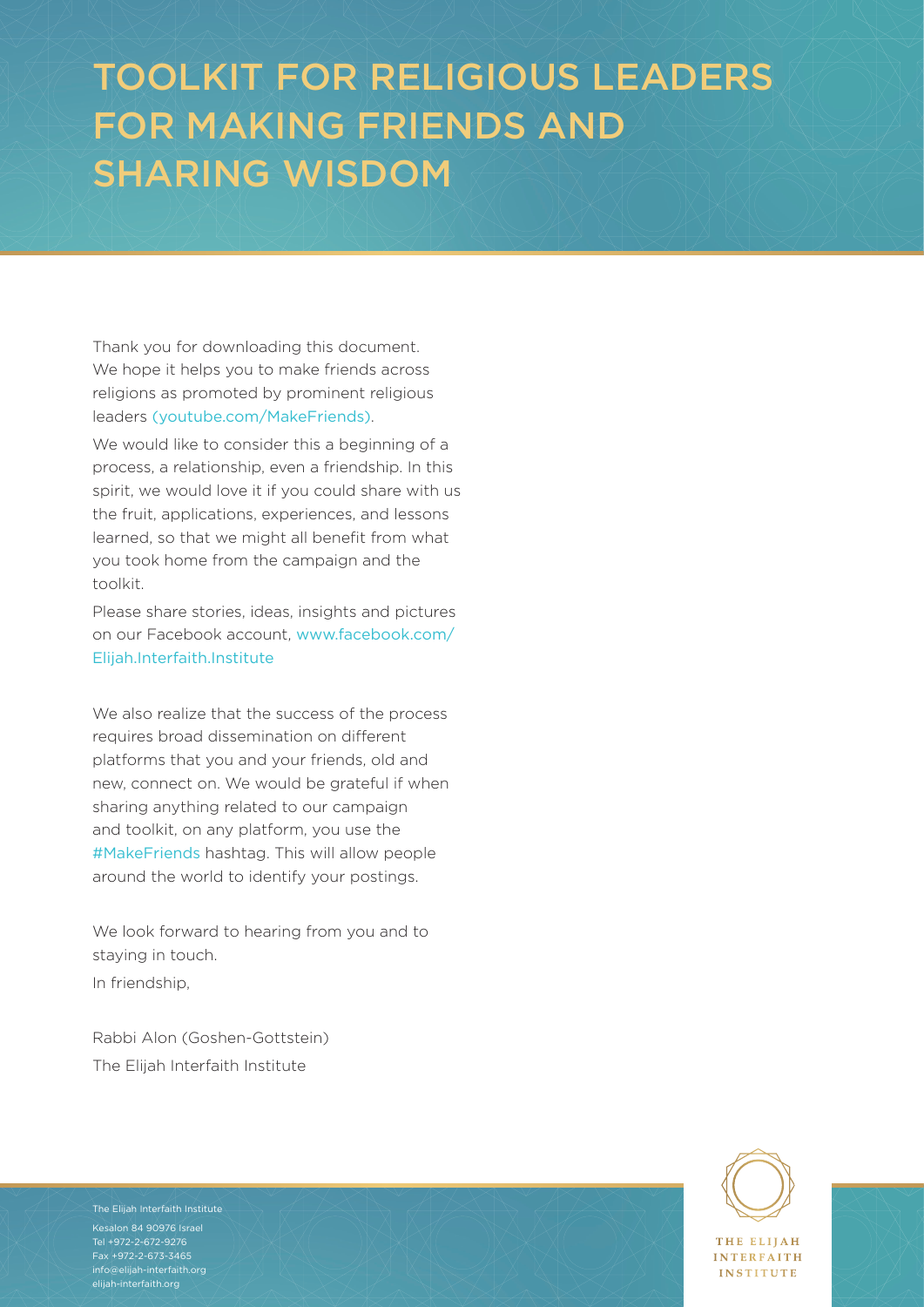# TOOLKIT FOR RELIGIOUS LEADERS FOR MAKING FRIENDS AND SHARING WISDOM

Thank you for downloading this document. We hope it helps you to make friends across religions as promoted by prominent religious leaders (youtube.com/MakeFriends).

We would like to consider this a beginning of a process, a relationship, even a friendship. In this spirit, we would love it if you could share with us the fruit, applications, experiences, and lessons learned, so that we might all benefit from what you took home from the campaign and the toolkit.

Please share stories, ideas, insights and pictures on our Facebook account, www.facebook.com/Elijah.Interfaith.Institute

We also realize that the success of the process requires broad dissemination on different platforms that you and your friends, old and new, connect on. We would be grateful if when sharing anything related to our campaign and toolkit, on any platform, you use the #MakeFriends hashtag. This will allow people around the world to identify your postings.

We look forward to hearing from you and to staying in touch.

In friendship,

Rabbi Alon (Goshen-Gottstein)
The Elijah Interfaith Institute

The Elijah Interfaith Institute
Kesalon 84 90976 Israel
Tel +972-2-672-9276
Fax +972-2-673-3465
info@elijah-interfaith.org
elijah-interfaith.org

THE ELIJAH INTERFAITH INSTITUTE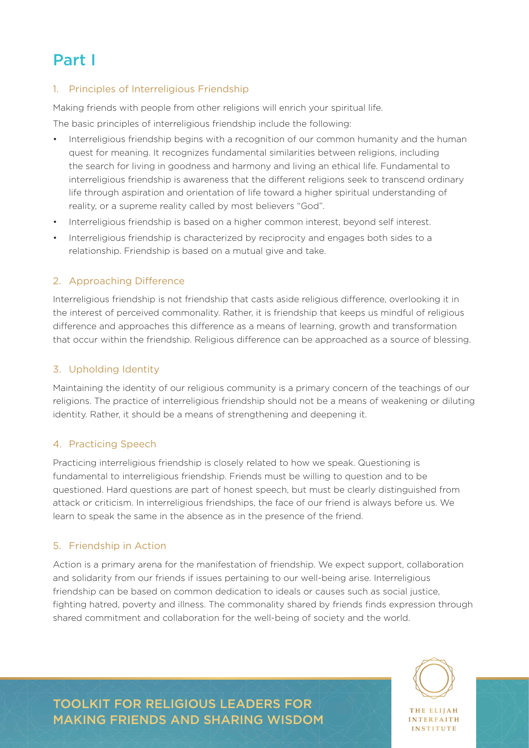# Part I

## 1. Principles of Interreligious Friendship

Making friends with people from other religions will enrich your spiritual life.

The basic principles of interreligious friendship include the following:

- Interreligious friendship begins with a recognition of our common humanity and the human quest for meaning. It recognizes fundamental similarities between religions, including the search for living in goodness and harmony and living an ethical life. Fundamental to interreligious friendship is awareness that the different religions seek to transcend ordinary life through aspiration and orientation of life toward a higher spiritual understanding of reality, or a supreme reality called by most believers "God".
- Interreligious friendship is based on a higher common interest, beyond self interest.
- Interreligious friendship is characterized by reciprocity and engages both sides to a relationship. Friendship is based on a mutual give and take.

## 2. Approaching Difference

Interreligious friendship is not friendship that casts aside religious difference, overlooking it in the interest of perceived commonality. Rather, it is friendship that keeps us mindful of religious difference and approaches this difference as a means of learning, growth and transformation that occur within the friendship. Religious difference can be approached as a source of blessing.

## 3. Upholding Identity

Maintaining the identity of our religious community is a primary concern of the teachings of our religions. The practice of interreligious friendship should not be a means of weakening or diluting identity. Rather, it should be a means of strengthening and deepening it.

## 4. Practicing Speech

Practicing interreligious friendship is closely related to how we speak. Questioning is fundamental to interreligious friendship. Friends must be willing to question and to be questioned. Hard questions are part of honest speech, but must be clearly distinguished from attack or criticism. In interreligious friendships, the face of our friend is always before us. We learn to speak the same in the absence as in the presence of the friend.

## 5. Friendship in Action

Action is a primary arena for the manifestation of friendship. We expect support, collaboration and solidarity from our friends if issues pertaining to our well-being arise. Interreligious friendship can be based on common dedication to ideals or causes such as social justice, fighting hatred, poverty and illness. The commonality shared by friends finds expression through shared commitment and collaboration for the well-being of society and the world.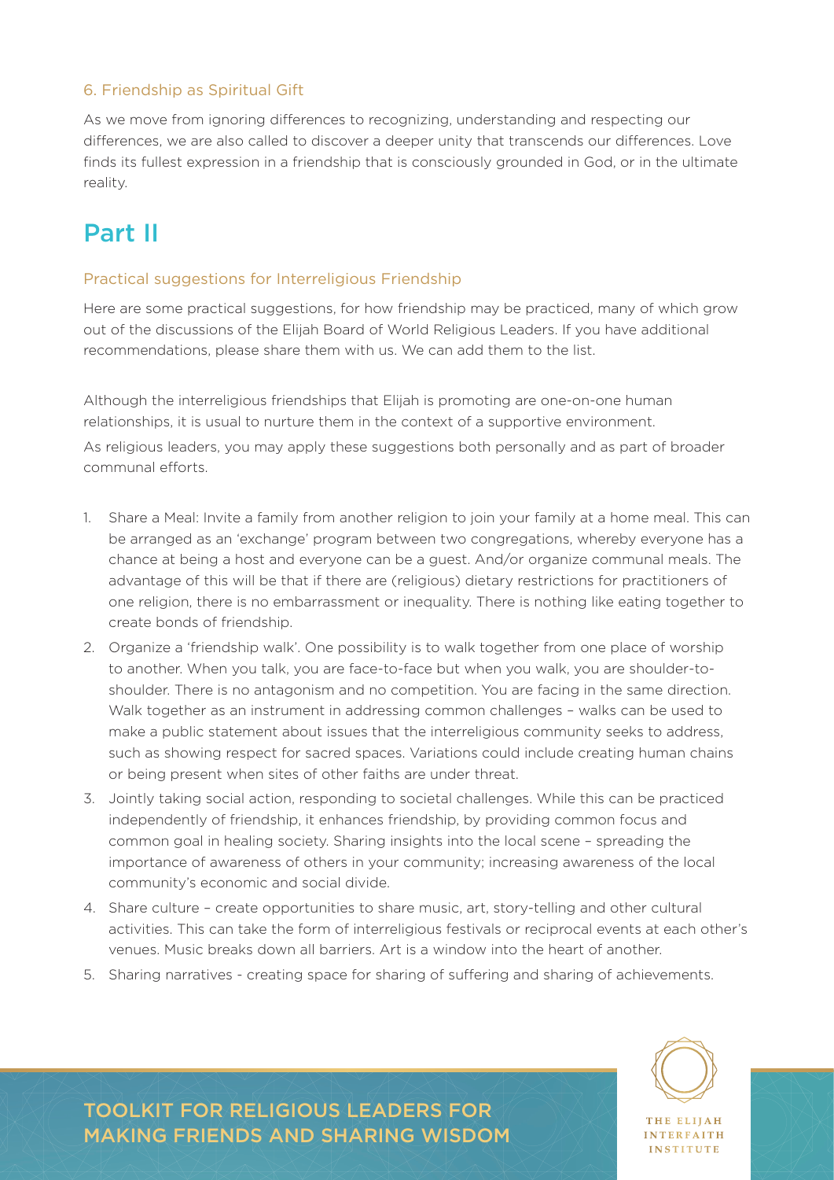### 6. Friendship as Spiritual Gift

As we move from ignoring differences to recognizing, understanding and respecting our differences, we are also called to discover a deeper unity that transcends our differences. Love finds its fullest expression in a friendship that is consciously grounded in God, or in the ultimate reality.

# Part II

### Practical suggestions for Interreligious Friendship

Here are some practical suggestions, for how friendship may be practiced, many of which grow out of the discussions of the Elijah Board of World Religious Leaders. If you have additional recommendations, please share them with us. We can add them to the list.

Although the interreligious friendships that Elijah is promoting are one-on-one human relationships, it is usual to nurture them in the context of a supportive environment.

As religious leaders, you may apply these suggestions both personally and as part of broader communal efforts.

1. Share a Meal: Invite a family from another religion to join your family at a home meal. This can be arranged as an 'exchange' program between two congregations, whereby everyone has a chance at being a host and everyone can be a guest. And/or organize communal meals. The advantage of this will be that if there are (religious) dietary restrictions for practitioners of one religion, there is no embarrassment or inequality. There is nothing like eating together to create bonds of friendship.
2. Organize a 'friendship walk'. One possibility is to walk together from one place of worship to another. When you talk, you are face-to-face but when you walk, you are shoulder-to-shoulder. There is no antagonism and no competition. You are facing in the same direction. Walk together as an instrument in addressing common challenges – walks can be used to make a public statement about issues that the interreligious community seeks to address, such as showing respect for sacred spaces. Variations could include creating human chains or being present when sites of other faiths are under threat.
3. Jointly taking social action, responding to societal challenges. While this can be practiced independently of friendship, it enhances friendship, by providing common focus and common goal in healing society. Sharing insights into the local scene – spreading the importance of awareness of others in your community; increasing awareness of the local community's economic and social divide.
4. Share culture – create opportunities to share music, art, story-telling and other cultural activities. This can take the form of interreligious festivals or reciprocal events at each other's venues. Music breaks down all barriers. Art is a window into the heart of another.
5. Sharing narratives - creating space for sharing of suffering and sharing of achievements.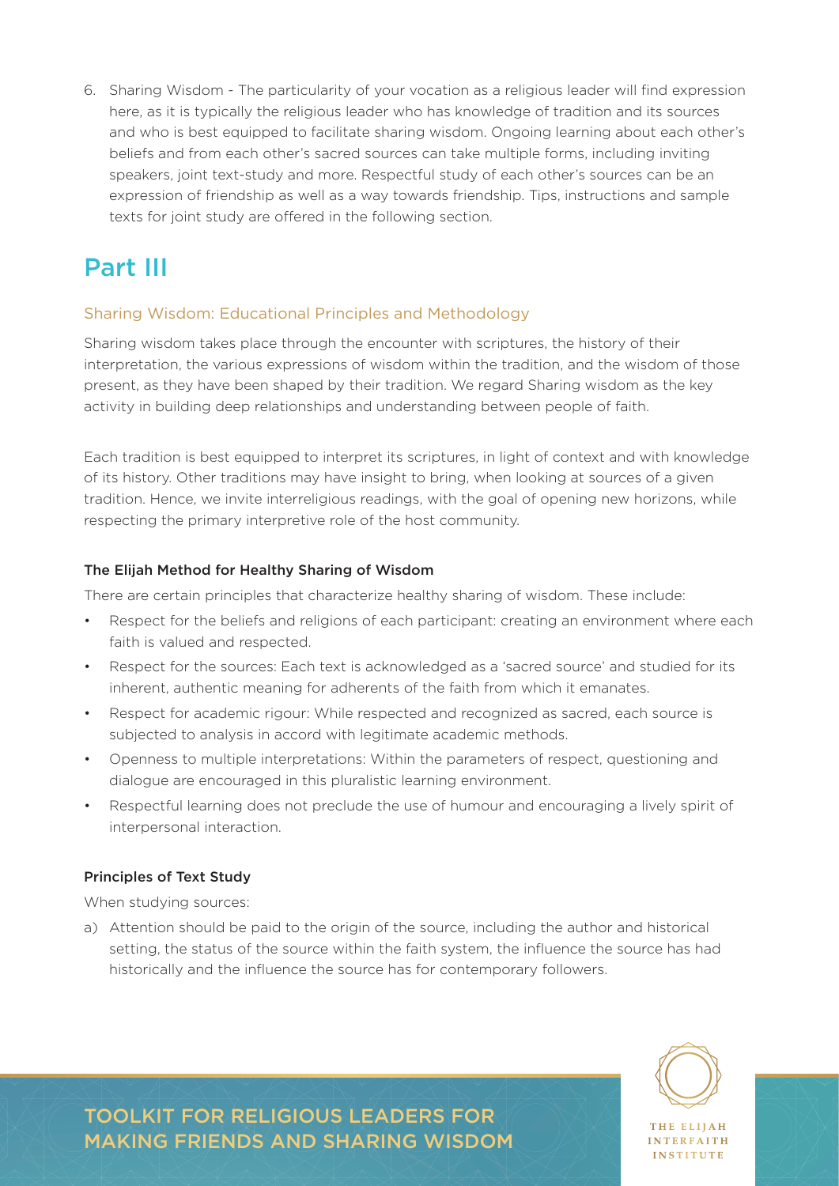6. Sharing Wisdom - The particularity of your vocation as a religious leader will find expression here, as it is typically the religious leader who has knowledge of tradition and its sources and who is best equipped to facilitate sharing wisdom. Ongoing learning about each other's beliefs and from each other's sacred sources can take multiple forms, including inviting speakers, joint text-study and more. Respectful study of each other's sources can be an expression of friendship as well as a way towards friendship. Tips, instructions and sample texts for joint study are offered in the following section.

# Part III

## Sharing Wisdom: Educational Principles and Methodology

Sharing wisdom takes place through the encounter with scriptures, the history of their interpretation, the various expressions of wisdom within the tradition, and the wisdom of those present, as they have been shaped by their tradition. We regard Sharing wisdom as the key activity in building deep relationships and understanding between people of faith.

Each tradition is best equipped to interpret its scriptures, in light of context and with knowledge of its history. Other traditions may have insight to bring, when looking at sources of a given tradition. Hence, we invite interreligious readings, with the goal of opening new horizons, while respecting the primary interpretive role of the host community.

### The Elijah Method for Healthy Sharing of Wisdom

There are certain principles that characterize healthy sharing of wisdom. These include:

- Respect for the beliefs and religions of each participant: creating an environment where each faith is valued and respected.
- Respect for the sources: Each text is acknowledged as a 'sacred source' and studied for its inherent, authentic meaning for adherents of the faith from which it emanates.
- Respect for academic rigour: While respected and recognized as sacred, each source is subjected to analysis in accord with legitimate academic methods.
- Openness to multiple interpretations: Within the parameters of respect, questioning and dialogue are encouraged in this pluralistic learning environment.
- Respectful learning does not preclude the use of humour and encouraging a lively spirit of interpersonal interaction.

### Principles of Text Study

When studying sources:

a) Attention should be paid to the origin of the source, including the author and historical setting, the status of the source within the faith system, the influence the source has had historically and the influence the source has for contemporary followers.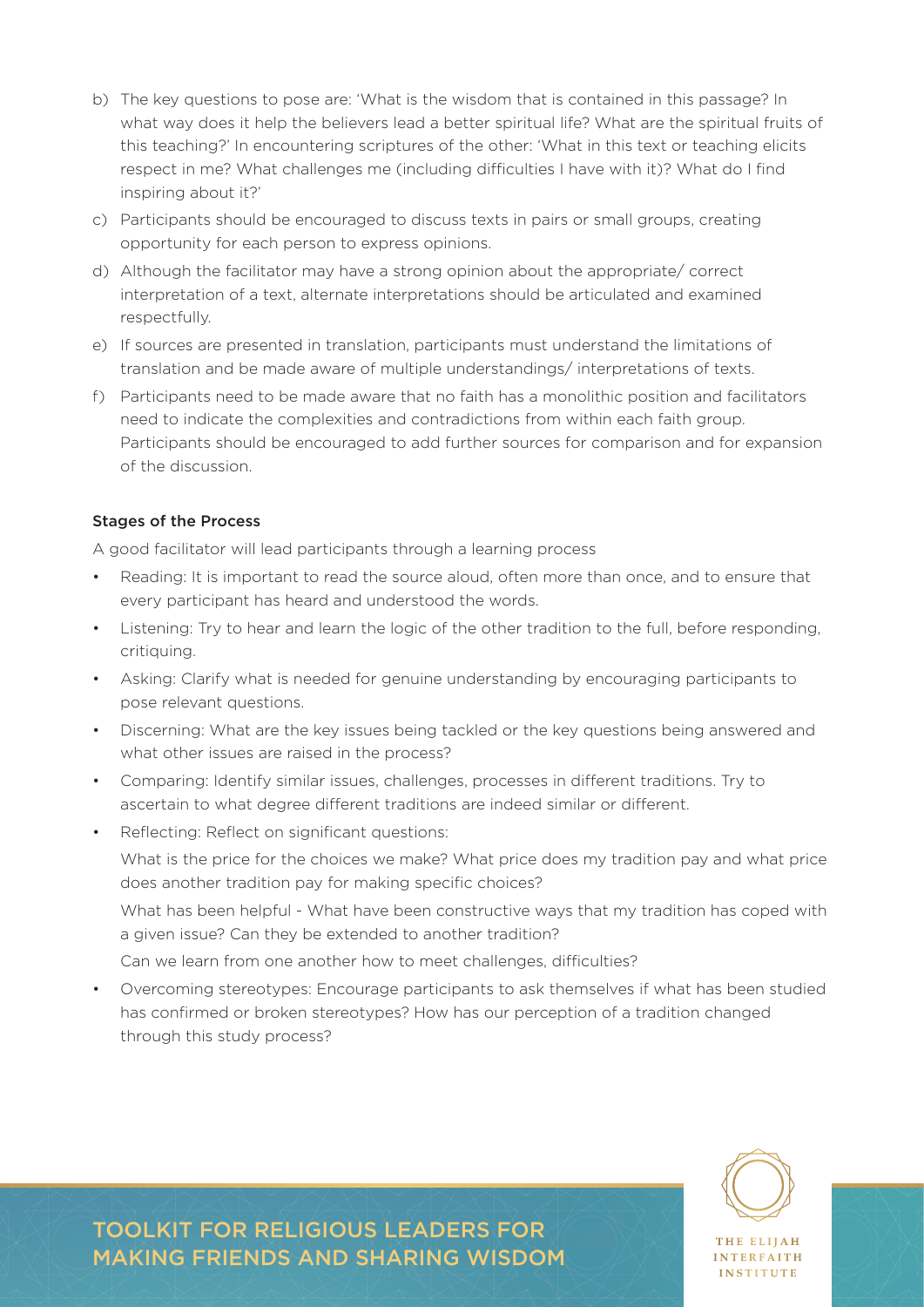b) The key questions to pose are: 'What is the wisdom that is contained in this passage? In what way does it help the believers lead a better spiritual life? What are the spiritual fruits of this teaching?' In encountering scriptures of the other: 'What in this text or teaching elicits respect in me? What challenges me (including difficulties I have with it)? What do I find inspiring about it?'

c) Participants should be encouraged to discuss texts in pairs or small groups, creating opportunity for each person to express opinions.

d) Although the facilitator may have a strong opinion about the appropriate/ correct interpretation of a text, alternate interpretations should be articulated and examined respectfully.

e) If sources are presented in translation, participants must understand the limitations of translation and be made aware of multiple understandings/ interpretations of texts.

f) Participants need to be made aware that no faith has a monolithic position and facilitators need to indicate the complexities and contradictions from within each faith group. Participants should be encouraged to add further sources for comparison and for expansion of the discussion.

#### Stages of the Process

A good facilitator will lead participants through a learning process

- Reading: It is important to read the source aloud, often more than once, and to ensure that every participant has heard and understood the words.
- Listening: Try to hear and learn the logic of the other tradition to the full, before responding, critiquing.
- Asking: Clarify what is needed for genuine understanding by encouraging participants to pose relevant questions.
- Discerning: What are the key issues being tackled or the key questions being answered and what other issues are raised in the process?
- Comparing: Identify similar issues, challenges, processes in different traditions. Try to ascertain to what degree different traditions are indeed similar or different.
- Reflecting: Reflect on significant questions:

  What is the price for the choices we make? What price does my tradition pay and what price does another tradition pay for making specific choices?

  What has been helpful - What have been constructive ways that my tradition has coped with a given issue? Can they be extended to another tradition?

  Can we learn from one another how to meet challenges, difficulties?

- Overcoming stereotypes: Encourage participants to ask themselves if what has been studied has confirmed or broken stereotypes? How has our perception of a tradition changed through this study process?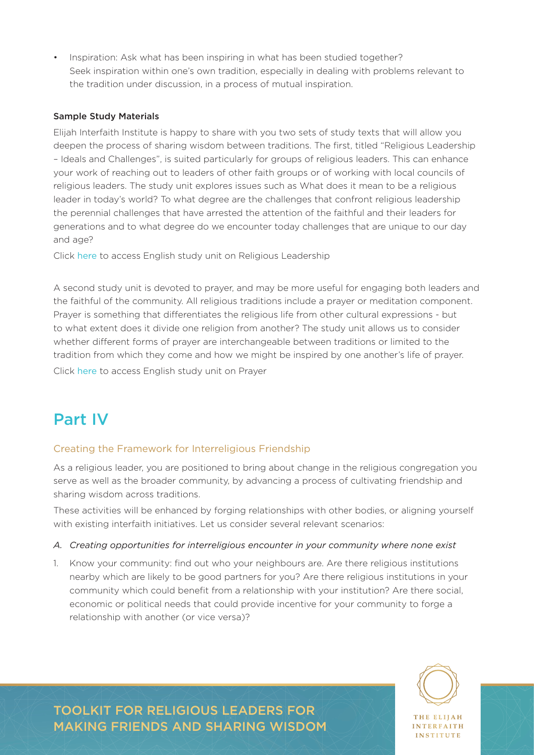- Inspiration: Ask what has been inspiring in what has been studied together? Seek inspiration within one's own tradition, especially in dealing with problems relevant to the tradition under discussion, in a process of mutual inspiration.

### Sample Study Materials

Elijah Interfaith Institute is happy to share with you two sets of study texts that will allow you deepen the process of sharing wisdom between traditions. The first, titled "Religious Leadership – Ideals and Challenges", is suited particularly for groups of religious leaders. This can enhance your work of reaching out to leaders of other faith groups or of working with local councils of religious leaders. The study unit explores issues such as What does it mean to be a religious leader in today's world? To what degree are the challenges that confront religious leadership the perennial challenges that have arrested the attention of the faithful and their leaders for generations and to what degree do we encounter today challenges that are unique to our day and age?

Click here to access English study unit on Religious Leadership

A second study unit is devoted to prayer, and may be more useful for engaging both leaders and the faithful of the community. All religious traditions include a prayer or meditation component. Prayer is something that differentiates the religious life from other cultural expressions - but to what extent does it divide one religion from another? The study unit allows us to consider whether different forms of prayer are interchangeable between traditions or limited to the tradition from which they come and how we might be inspired by one another's life of prayer.

Click here to access English study unit on Prayer

# Part IV

## Creating the Framework for Interreligious Friendship

As a religious leader, you are positioned to bring about change in the religious congregation you serve as well as the broader community, by advancing a process of cultivating friendship and sharing wisdom across traditions.

These activities will be enhanced by forging relationships with other bodies, or aligning yourself with existing interfaith initiatives. Let us consider several relevant scenarios:

*A. Creating opportunities for interreligious encounter in your community where none exist*

1. Know your community: find out who your neighbours are. Are there religious institutions nearby which are likely to be good partners for you? Are there religious institutions in your community which could benefit from a relationship with your institution? Are there social, economic or political needs that could provide incentive for your community to forge a relationship with another (or vice versa)?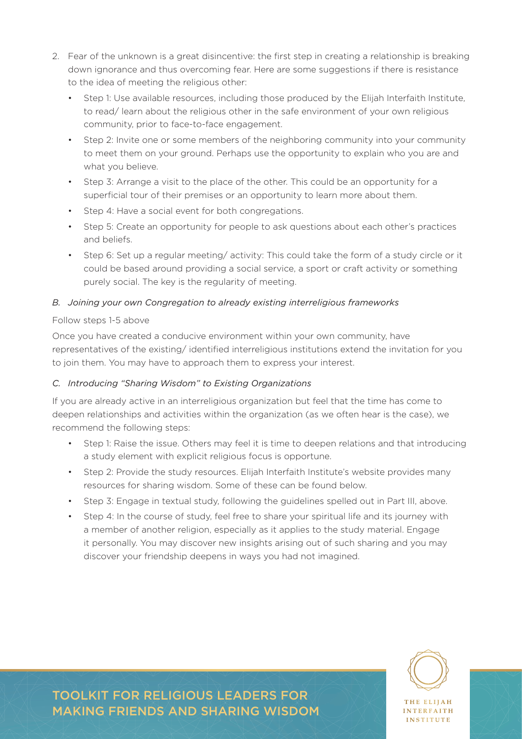2. Fear of the unknown is a great disincentive: the first step in creating a relationship is breaking down ignorance and thus overcoming fear. Here are some suggestions if there is resistance to the idea of meeting the religious other:
   - Step 1: Use available resources, including those produced by the Elijah Interfaith Institute, to read/ learn about the religious other in the safe environment of your own religious community, prior to face-to-face engagement.
   - Step 2: Invite one or some members of the neighboring community into your community to meet them on your ground. Perhaps use the opportunity to explain who you are and what you believe.
   - Step 3: Arrange a visit to the place of the other. This could be an opportunity for a superficial tour of their premises or an opportunity to learn more about them.
   - Step 4: Have a social event for both congregations.
   - Step 5: Create an opportunity for people to ask questions about each other's practices and beliefs.
   - Step 6: Set up a regular meeting/ activity: This could take the form of a study circle or it could be based around providing a social service, a sport or craft activity or something purely social. The key is the regularity of meeting.

*B. Joining your own Congregation to already existing interreligious frameworks*

Follow steps 1-5 above

Once you have created a conducive environment within your own community, have representatives of the existing/ identified interreligious institutions extend the invitation for you to join them. You may have to approach them to express your interest.

*C. Introducing "Sharing Wisdom" to Existing Organizations*

If you are already active in an interreligious organization but feel that the time has come to deepen relationships and activities within the organization (as we often hear is the case), we recommend the following steps:

- Step 1: Raise the issue. Others may feel it is time to deepen relations and that introducing a study element with explicit religious focus is opportune.
- Step 2: Provide the study resources. Elijah Interfaith Institute's website provides many resources for sharing wisdom. Some of these can be found below.
- Step 3: Engage in textual study, following the guidelines spelled out in Part III, above.
- Step 4: In the course of study, feel free to share your spiritual life and its journey with a member of another religion, especially as it applies to the study material. Engage it personally. You may discover new insights arising out of such sharing and you may discover your friendship deepens in ways you had not imagined.